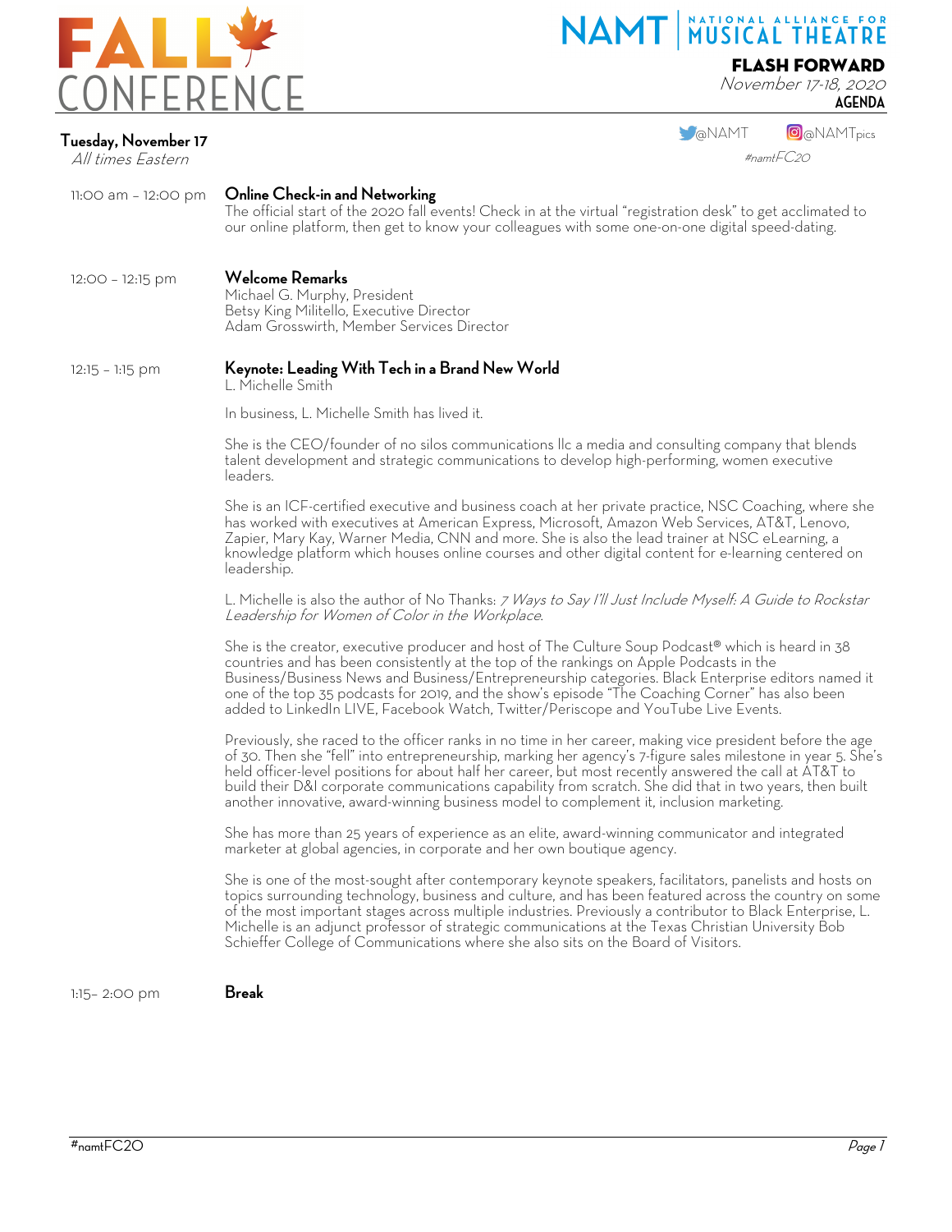# FALL CONFERENCE

**NAMT | NATIONAL ALLIANCE FOR MUSICAL THEATRE**

**FLASH FORWARD**

*November 17-18, 2020*

**AGENDA**

@NAMT @NAMTpics

*#namtFC20*

## Tuesday, November 17

*All times Eastern*

11:00 am – 12:00 pm **Online Check-in and Networking**

The official start of the 2020 fall events! Check in at the virtual "registration desk" to get acclimated to our online platform, then get to know your colleagues with some one-on-one digital speed-dating.

12:00 – 12:15 pm **Welcome Remarks**

Michael G. Murphy, President
Betsy King Militello, Executive Director
Adam Grosswirth, Member Services Director

12:15 – 1:15 pm **Keynote: Leading With Tech in a Brand New World**

L. Michelle Smith

In business, L. Michelle Smith has lived it.

She is the CEO/founder of no silos communications llc a media and consulting company that blends talent development and strategic communications to develop high-performing, women executive leaders.

She is an ICF-certified executive and business coach at her private practice, NSC Coaching, where she has worked with executives at American Express, Microsoft, Amazon Web Services, AT&T, Lenovo, Zapier, Mary Kay, Warner Media, CNN and more. She is also the lead trainer at NSC eLearning, a knowledge platform which houses online courses and other digital content for e-learning centered on leadership.

L. Michelle is also the author of No Thanks: *7 Ways to Say I'll Just Include Myself: A Guide to Rockstar Leadership for Women of Color in the Workplace*.

She is the creator, executive producer and host of The Culture Soup Podcast® which is heard in 38 countries and has been consistently at the top of the rankings on Apple Podcasts in the Business/Business News and Business/Entrepreneurship categories. Black Enterprise editors named it one of the top 35 podcasts for 2019, and the show's episode "The Coaching Corner" has also been added to LinkedIn LIVE, Facebook Watch, Twitter/Periscope and YouTube Live Events.

Previously, she raced to the officer ranks in no time in her career, making vice president before the age of 30. Then she "fell" into entrepreneurship, marking her agency's 7-figure sales milestone in year 5. She's held officer-level positions for about half her career, but most recently answered the call at AT&T to build their D&I corporate communications capability from scratch. She did that in two years, then built another innovative, award-winning business model to complement it, inclusion marketing.

She has more than 25 years of experience as an elite, award-winning communicator and integrated marketer at global agencies, in corporate and her own boutique agency.

She is one of the most-sought after contemporary keynote speakers, facilitators, panelists and hosts on topics surrounding technology, business and culture, and has been featured across the country on some of the most important stages across multiple industries. Previously a contributor to Black Enterprise, L. Michelle is an adjunct professor of strategic communications at the Texas Christian University Bob Schieffer College of Communications where she also sits on the Board of Visitors.

1:15– 2:00 pm **Break**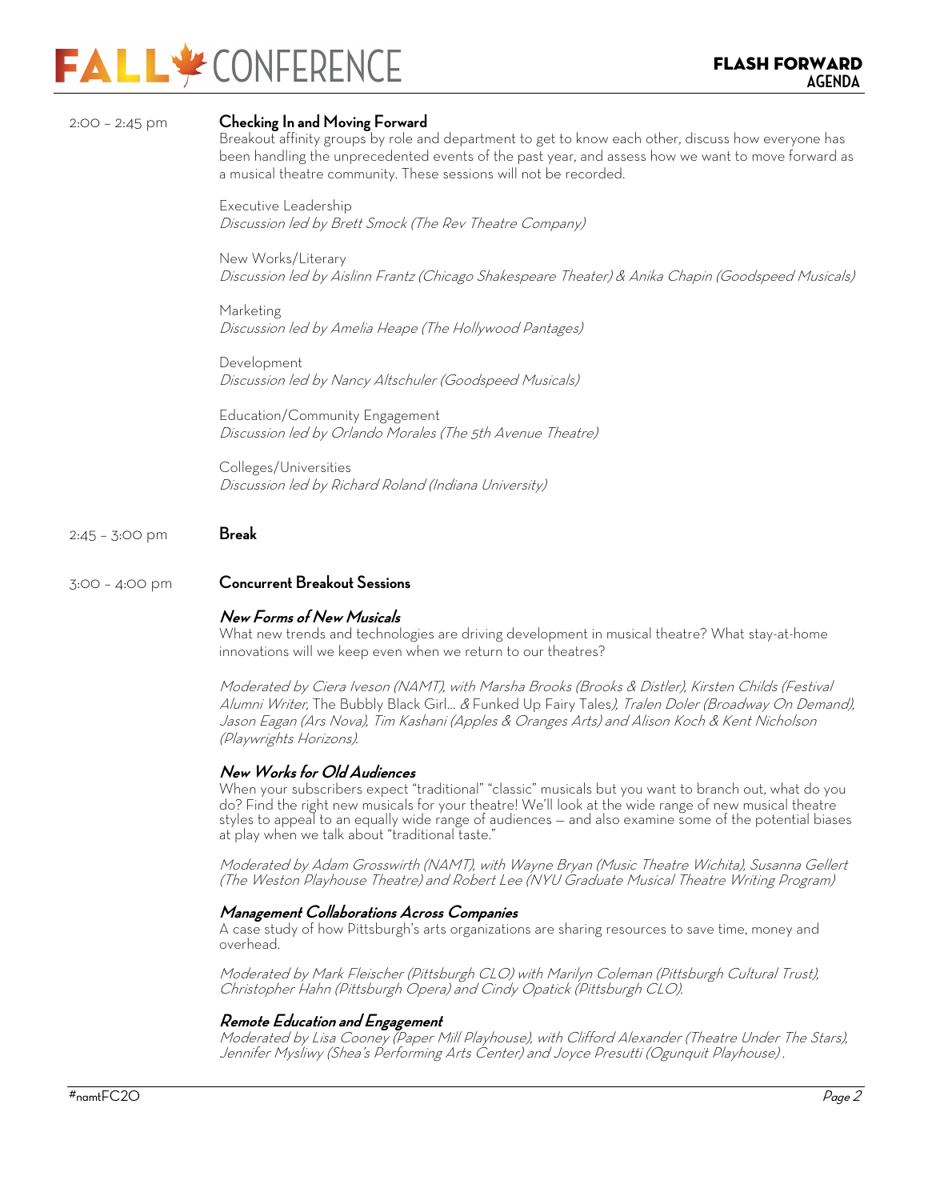2:00 – 2:45 pm

**Checking In and Moving Forward**

Breakout affinity groups by role and department to get to know each other, discuss how everyone has been handling the unprecedented events of the past year, and assess how we want to move forward as a musical theatre community. These sessions will not be recorded.

Executive Leadership
*Discussion led by Brett Smock (The Rev Theatre Company)*

New Works/Literary
*Discussion led by Aislinn Frantz (Chicago Shakespeare Theater) & Anika Chapin (Goodspeed Musicals)*

Marketing
*Discussion led by Amelia Heape (The Hollywood Pantages)*

Development
*Discussion led by Nancy Altschuler (Goodspeed Musicals)*

Education/Community Engagement
*Discussion led by Orlando Morales (The 5th Avenue Theatre)*

Colleges/Universities
*Discussion led by Richard Roland (Indiana University)*

2:45 – 3:00 pm

**Break**

3:00 – 4:00 pm

**Concurrent Breakout Sessions**

***New Forms of New Musicals***

What new trends and technologies are driving development in musical theatre? What stay-at-home innovations will we keep even when we return to our theatres?

*Moderated by Ciera Iveson (NAMT), with Marsha Brooks (Brooks & Distler), Kirsten Childs (Festival Alumni Writer,* The Bubbly Black Girl… *&* Funked Up Fairy Tales*), Tralen Doler (Broadway On Demand), Jason Eagan (Ars Nova), Tim Kashani (Apples & Oranges Arts) and Alison Koch & Kent Nicholson (Playwrights Horizons).*

***New Works for Old Audiences***

When your subscribers expect "traditional" "classic" musicals but you want to branch out, what do you do? Find the right new musicals for your theatre! We'll look at the wide range of new musical theatre styles to appeal to an equally wide range of audiences — and also examine some of the potential biases at play when we talk about "traditional taste."

*Moderated by Adam Grosswirth (NAMT), with Wayne Bryan (Music Theatre Wichita), Susanna Gellert (The Weston Playhouse Theatre) and Robert Lee (NYU Graduate Musical Theatre Writing Program)*

***Management Collaborations Across Companies***

A case study of how Pittsburgh's arts organizations are sharing resources to save time, money and overhead.

*Moderated by Mark Fleischer (Pittsburgh CLO) with Marilyn Coleman (Pittsburgh Cultural Trust), Christopher Hahn (Pittsburgh Opera) and Cindy Opatick (Pittsburgh CLO).*

***Remote Education and Engagement***

*Moderated by Lisa Cooney (Paper Mill Playhouse), with Clifford Alexander (Theatre Under The Stars), Jennifer Mysliwy (Shea's Performing Arts Center) and Joyce Presutti (Ogunquit Playhouse) .*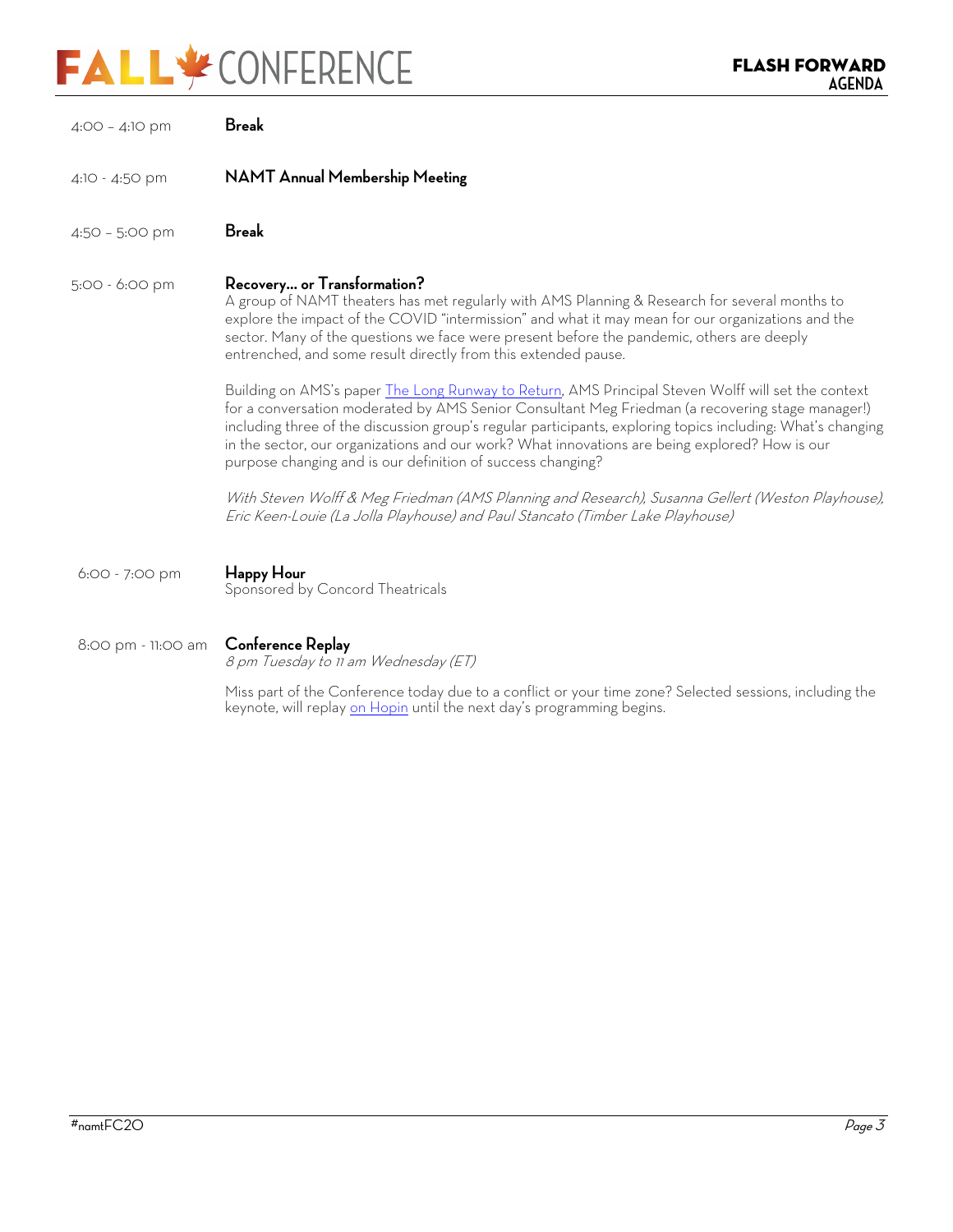| | |
|---|---|
| 4:00 – 4:10 pm | **Break** |
| 4:10 - 4:50 pm | **NAMT Annual Membership Meeting** |
| 4:50 – 5:00 pm | **Break** |
| 5:00 - 6:00 pm | **Recovery… or Transformation?** |

A group of NAMT theaters has met regularly with AMS Planning & Research for several months to explore the impact of the COVID "intermission" and what it may mean for our organizations and the sector. Many of the questions we face were present before the pandemic, others are deeply entrenched, and some result directly from this extended pause.

Building on AMS's paper [The Long Runway to Return](), AMS Principal Steven Wolff will set the context for a conversation moderated by AMS Senior Consultant Meg Friedman (a recovering stage manager!) including three of the discussion group's regular participants, exploring topics including: What's changing in the sector, our organizations and our work? What innovations are being explored? How is our purpose changing and is our definition of success changing?

*With Steven Wolff & Meg Friedman (AMS Planning and Research), Susanna Gellert (Weston Playhouse), Eric Keen-Louie (La Jolla Playhouse) and Paul Stancato (Timber Lake Playhouse)*

| | |
|---|---|
| 6:00 - 7:00 pm | **Happy Hour** |

Sponsored by Concord Theatricals

| | |
|---|---|
| 8:00 pm - 11:00 am | **Conference Replay** |

*8 pm Tuesday to 11 am Wednesday (ET)*

Miss part of the Conference today due to a conflict or your time zone? Selected sessions, including the keynote, will replay [on Hopin]() until the next day's programming begins.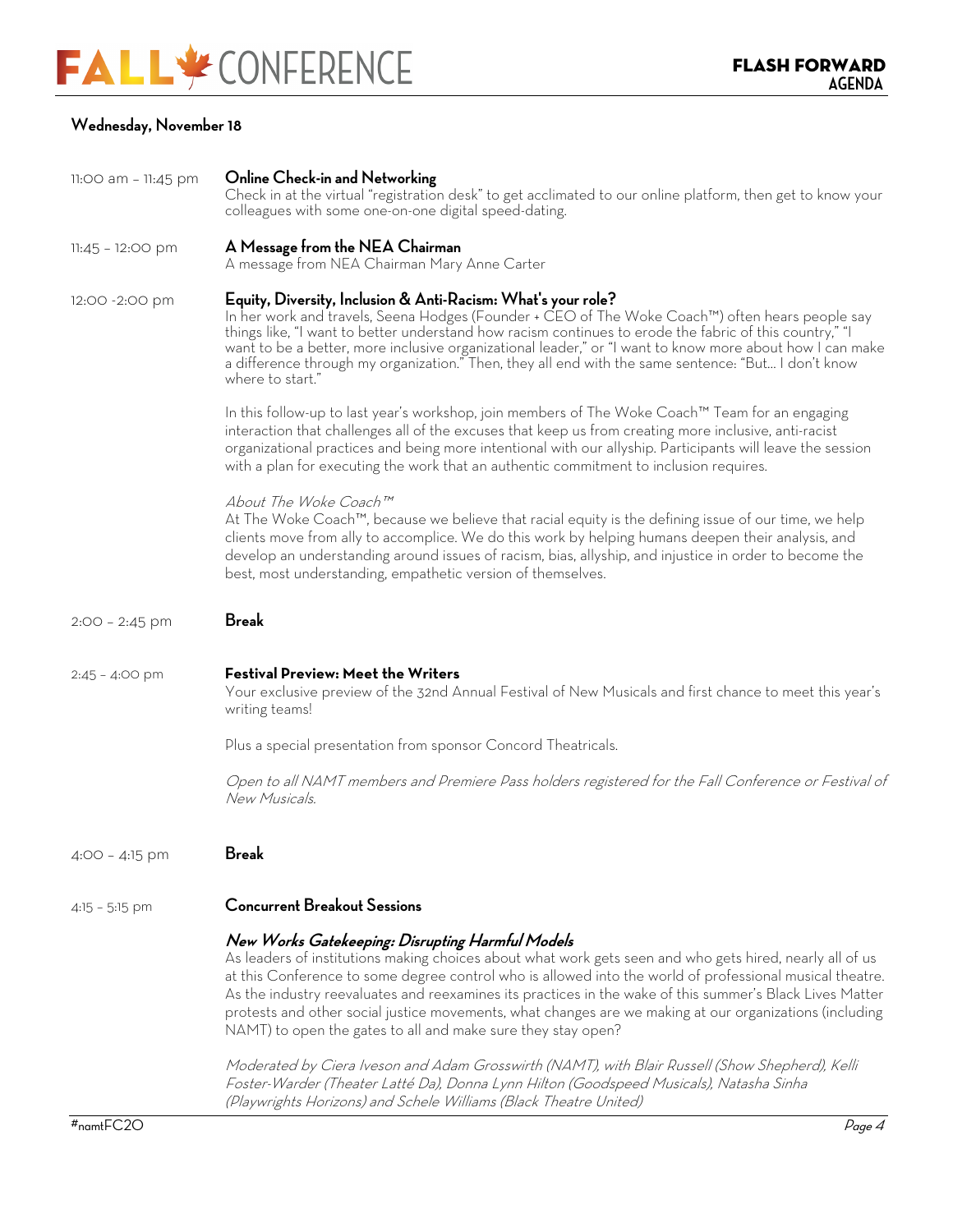## Wednesday, November 18

11:00 am – 11:45 pm **Online Check-in and Networking**
Check in at the virtual "registration desk" to get acclimated to our online platform, then get to know your colleagues with some one-on-one digital speed-dating.

11:45 – 12:00 pm **A Message from the NEA Chairman**
A message from NEA Chairman Mary Anne Carter

12:00 -2:00 pm **Equity, Diversity, Inclusion & Anti-Racism: What's your role?**
In her work and travels, Seena Hodges (Founder + CEO of The Woke Coach™) often hears people say things like, "I want to better understand how racism continues to erode the fabric of this country," "I want to be a better, more inclusive organizational leader," or "I want to know more about how I can make a difference through my organization." Then, they all end with the same sentence: "But… I don't know where to start."

In this follow-up to last year's workshop, join members of The Woke Coach™ Team for an engaging interaction that challenges all of the excuses that keep us from creating more inclusive, anti-racist organizational practices and being more intentional with our allyship. Participants will leave the session with a plan for executing the work that an authentic commitment to inclusion requires.

*About The Woke Coach™*
At The Woke Coach™, because we believe that racial equity is the defining issue of our time, we help clients move from ally to accomplice. We do this work by helping humans deepen their analysis, and develop an understanding around issues of racism, bias, allyship, and injustice in order to become the best, most understanding, empathetic version of themselves.

2:00 – 2:45 pm **Break**

2:45 – 4:00 pm **Festival Preview: Meet the Writers**
Your exclusive preview of the 32nd Annual Festival of New Musicals and first chance to meet this year's writing teams!

Plus a special presentation from sponsor Concord Theatricals.

*Open to all NAMT members and Premiere Pass holders registered for the Fall Conference or Festival of New Musicals.*

4:00 – 4:15 pm **Break**

4:15 – 5:15 pm **Concurrent Breakout Sessions**

***New Works Gatekeeping: Disrupting Harmful Models***
As leaders of institutions making choices about what work gets seen and who gets hired, nearly all of us at this Conference to some degree control who is allowed into the world of professional musical theatre. As the industry reevaluates and reexamines its practices in the wake of this summer's Black Lives Matter protests and other social justice movements, what changes are we making at our organizations (including NAMT) to open the gates to all and make sure they stay open?

*Moderated by Ciera Iveson and Adam Grosswirth (NAMT), with Blair Russell (Show Shepherd), Kelli Foster-Warder (Theater Latté Da), Donna Lynn Hilton (Goodspeed Musicals), Natasha Sinha (Playwrights Horizons) and Schele Williams (Black Theatre United)*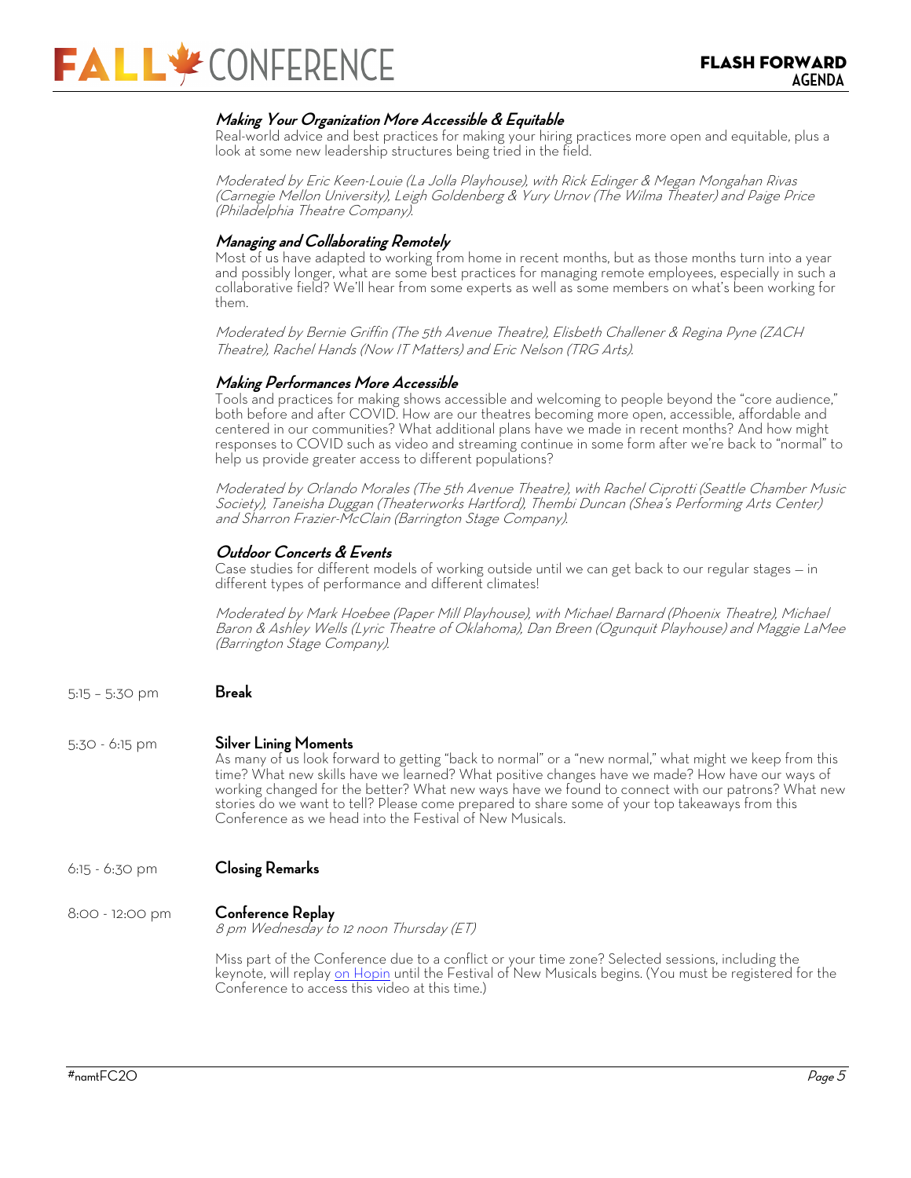### *Making Your Organization More Accessible & Equitable*

Real-world advice and best practices for making your hiring practices more open and equitable, plus a look at some new leadership structures being tried in the field.

*Moderated by Eric Keen-Louie (La Jolla Playhouse), with Rick Edinger & Megan Mongahan Rivas (Carnegie Mellon University), Leigh Goldenberg & Yury Urnov (The Wilma Theater) and Paige Price (Philadelphia Theatre Company).*

### *Managing and Collaborating Remotely*

Most of us have adapted to working from home in recent months, but as those months turn into a year and possibly longer, what are some best practices for managing remote employees, especially in such a collaborative field? We'll hear from some experts as well as some members on what's been working for them.

*Moderated by Bernie Griffin (The 5th Avenue Theatre), Elisbeth Challener & Regina Pyne (ZACH Theatre), Rachel Hands (Now IT Matters) and Eric Nelson (TRG Arts).*

### *Making Performances More Accessible*

Tools and practices for making shows accessible and welcoming to people beyond the "core audience," both before and after COVID. How are our theatres becoming more open, accessible, affordable and centered in our communities? What additional plans have we made in recent months? And how might responses to COVID such as video and streaming continue in some form after we're back to "normal" to help us provide greater access to different populations?

*Moderated by Orlando Morales (The 5th Avenue Theatre), with Rachel Ciprotti (Seattle Chamber Music Society), Taneisha Duggan (Theaterworks Hartford), Thembi Duncan (Shea's Performing Arts Center) and Sharron Frazier-McClain (Barrington Stage Company).*

### *Outdoor Concerts & Events*

Case studies for different models of working outside until we can get back to our regular stages — in different types of performance and different climates!

*Moderated by Mark Hoebee (Paper Mill Playhouse), with Michael Barnard (Phoenix Theatre), Michael Baron & Ashley Wells (Lyric Theatre of Oklahoma), Dan Breen (Ogunquit Playhouse) and Maggie LaMee (Barrington Stage Company).*

5:15 – 5:30 pm **Break**

5:30 - 6:15 pm **Silver Lining Moments**

As many of us look forward to getting "back to normal" or a "new normal," what might we keep from this time? What new skills have we learned? What positive changes have we made? How have our ways of working changed for the better? What new ways have we found to connect with our patrons? What new stories do we want to tell? Please come prepared to share some of your top takeaways from this Conference as we head into the Festival of New Musicals.

6:15 - 6:30 pm **Closing Remarks**

8:00 - 12:00 pm **Conference Replay**

*8 pm Wednesday to 12 noon Thursday (ET)*

Miss part of the Conference due to a conflict or your time zone? Selected sessions, including the keynote, will replay on Hopin until the Festival of New Musicals begins. (You must be registered for the Conference to access this video at this time.)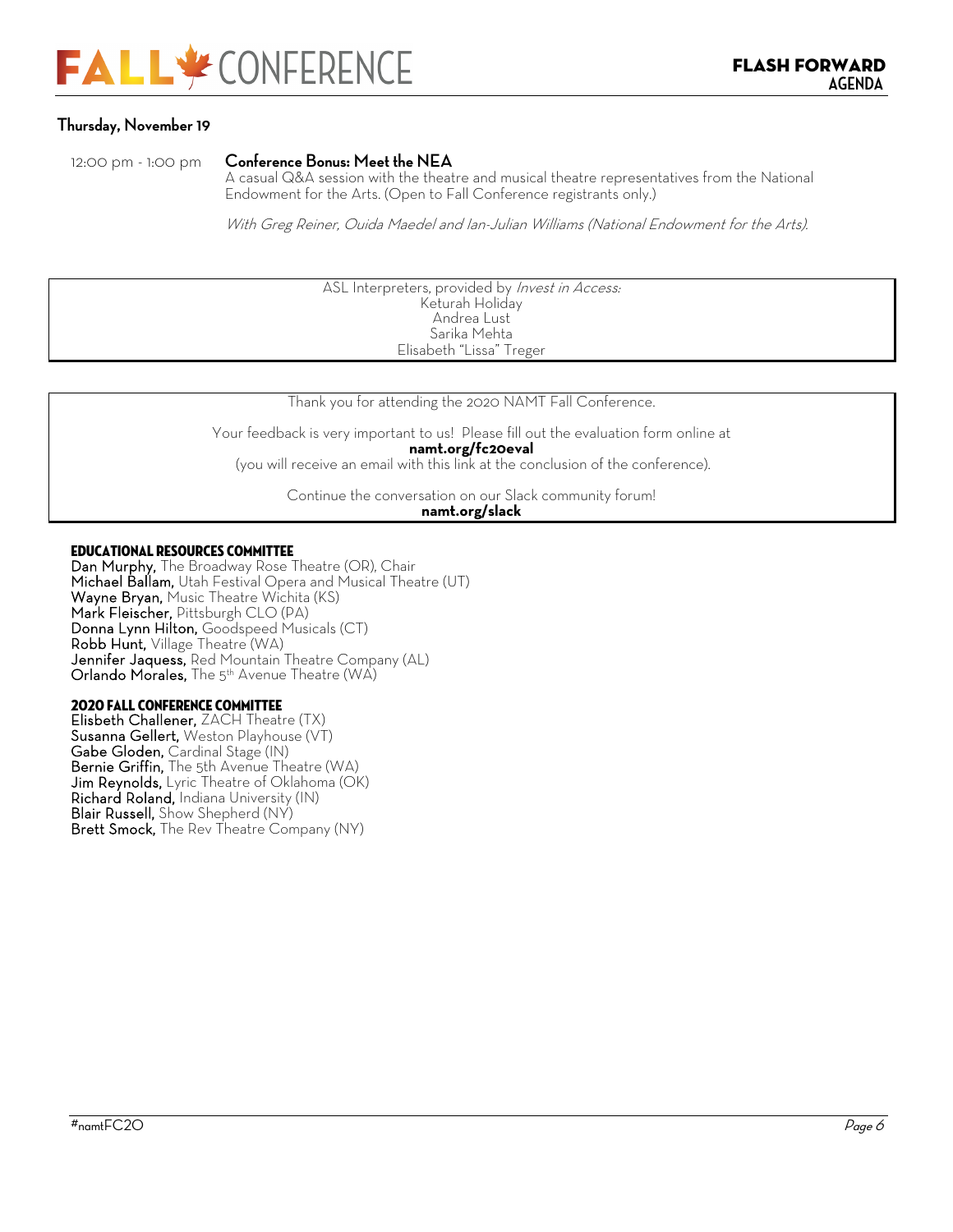## Thursday, November 19

12:00 pm - 1:00 pm **Conference Bonus: Meet the NEA**
A casual Q&A session with the theatre and musical theatre representatives from the National Endowment for the Arts. (Open to Fall Conference registrants only.)

*With Greg Reiner, Ouida Maedel and Ian-Julian Williams (National Endowment for the Arts).*

ASL Interpreters, provided by *Invest in Access:*
Keturah Holiday
Andrea Lust
Sarika Mehta
Elisabeth "Lissa" Treger

Thank you for attending the 2020 NAMT Fall Conference.

Your feedback is very important to us! Please fill out the evaluation form online at
**namt.org/fc20eval**
(you will receive an email with this link at the conclusion of the conference).

Continue the conversation on our Slack community forum!
**namt.org/slack**

### EDUCATIONAL RESOURCES COMMITTEE

**Dan Murphy,** The Broadway Rose Theatre (OR), Chair
**Michael Ballam,** Utah Festival Opera and Musical Theatre (UT)
**Wayne Bryan,** Music Theatre Wichita (KS)
**Mark Fleischer,** Pittsburgh CLO (PA)
**Donna Lynn Hilton,** Goodspeed Musicals (CT)
**Robb Hunt,** Village Theatre (WA)
**Jennifer Jaquess,** Red Mountain Theatre Company (AL)
**Orlando Morales,** The 5th Avenue Theatre (WA)

### 2020 FALL CONFERENCE COMMITTEE

**Elisbeth Challener,** ZACH Theatre (TX)
**Susanna Gellert,** Weston Playhouse (VT)
**Gabe Gloden,** Cardinal Stage (IN)
**Bernie Griffin,** The 5th Avenue Theatre (WA)
**Jim Reynolds,** Lyric Theatre of Oklahoma (OK)
**Richard Roland,** Indiana University (IN)
**Blair Russell,** Show Shepherd (NY)
**Brett Smock,** The Rev Theatre Company (NY)